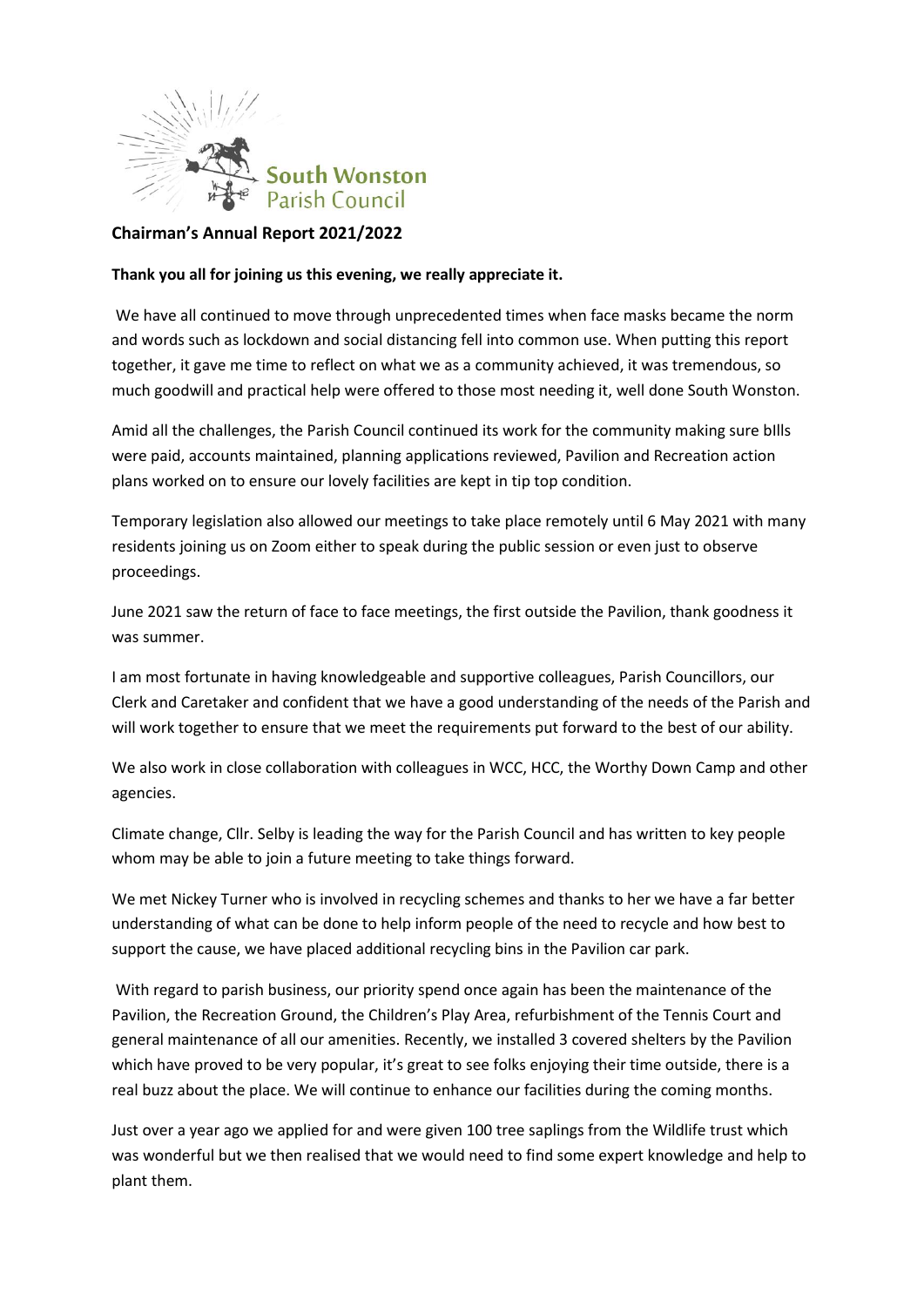South Wonston
Parish Council

## Chairman's Annual Report 2021/2022

**Thank you all for joining us this evening, we really appreciate it.**

We have all continued to move through unprecedented times when face masks became the norm and words such as lockdown and social distancing fell into common use. When putting this report together, it gave me time to reflect on what we as a community achieved, it was tremendous, so much goodwill and practical help were offered to those most needing it, well done South Wonston.

Amid all the challenges, the Parish Council continued its work for the community making sure bIlls were paid, accounts maintained, planning applications reviewed, Pavilion and Recreation action plans worked on to ensure our lovely facilities are kept in tip top condition.

Temporary legislation also allowed our meetings to take place remotely until 6 May 2021 with many residents joining us on Zoom either to speak during the public session or even just to observe proceedings.

June 2021 saw the return of face to face meetings, the first outside the Pavilion, thank goodness it was summer.

I am most fortunate in having knowledgeable and supportive colleagues, Parish Councillors, our Clerk and Caretaker and confident that we have a good understanding of the needs of the Parish and will work together to ensure that we meet the requirements put forward to the best of our ability.

We also work in close collaboration with colleagues in WCC, HCC, the Worthy Down Camp and other agencies.

Climate change, Cllr. Selby is leading the way for the Parish Council and has written to key people whom may be able to join a future meeting to take things forward.

We met Nickey Turner who is involved in recycling schemes and thanks to her we have a far better understanding of what can be done to help inform people of the need to recycle and how best to support the cause, we have placed additional recycling bins in the Pavilion car park.

With regard to parish business, our priority spend once again has been the maintenance of the Pavilion, the Recreation Ground, the Children's Play Area, refurbishment of the Tennis Court and general maintenance of all our amenities. Recently, we installed 3 covered shelters by the Pavilion which have proved to be very popular, it's great to see folks enjoying their time outside, there is a real buzz about the place. We will continue to enhance our facilities during the coming months.

Just over a year ago we applied for and were given 100 tree saplings from the Wildlife trust which was wonderful but we then realised that we would need to find some expert knowledge and help to plant them.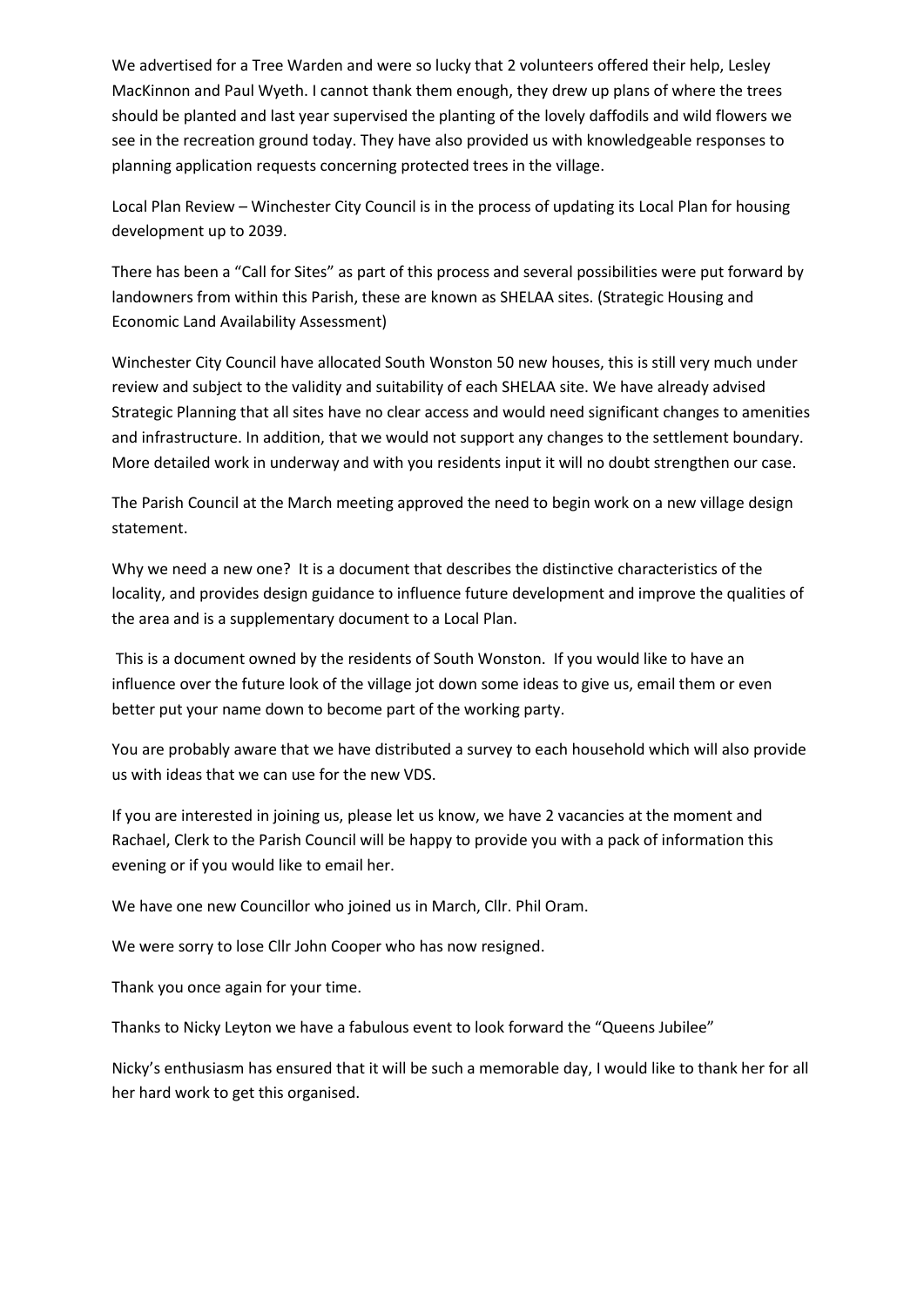We advertised for a Tree Warden and were so lucky that 2 volunteers offered their help, Lesley MacKinnon and Paul Wyeth. I cannot thank them enough, they drew up plans of where the trees should be planted and last year supervised the planting of the lovely daffodils and wild flowers we see in the recreation ground today. They have also provided us with knowledgeable responses to planning application requests concerning protected trees in the village.

Local Plan Review – Winchester City Council is in the process of updating its Local Plan for housing development up to 2039.

There has been a "Call for Sites" as part of this process and several possibilities were put forward by landowners from within this Parish, these are known as SHELAA sites. (Strategic Housing and Economic Land Availability Assessment)

Winchester City Council have allocated South Wonston 50 new houses, this is still very much under review and subject to the validity and suitability of each SHELAA site. We have already advised Strategic Planning that all sites have no clear access and would need significant changes to amenities and infrastructure. In addition, that we would not support any changes to the settlement boundary. More detailed work in underway and with you residents input it will no doubt strengthen our case.

The Parish Council at the March meeting approved the need to begin work on a new village design statement.

Why we need a new one? It is a document that describes the distinctive characteristics of the locality, and provides design guidance to influence future development and improve the qualities of the area and is a supplementary document to a Local Plan.

This is a document owned by the residents of South Wonston. If you would like to have an influence over the future look of the village jot down some ideas to give us, email them or even better put your name down to become part of the working party.

You are probably aware that we have distributed a survey to each household which will also provide us with ideas that we can use for the new VDS.

If you are interested in joining us, please let us know, we have 2 vacancies at the moment and Rachael, Clerk to the Parish Council will be happy to provide you with a pack of information this evening or if you would like to email her.

We have one new Councillor who joined us in March, Cllr. Phil Oram.

We were sorry to lose Cllr John Cooper who has now resigned.

Thank you once again for your time.

Thanks to Nicky Leyton we have a fabulous event to look forward the "Queens Jubilee"

Nicky's enthusiasm has ensured that it will be such a memorable day, I would like to thank her for all her hard work to get this organised.